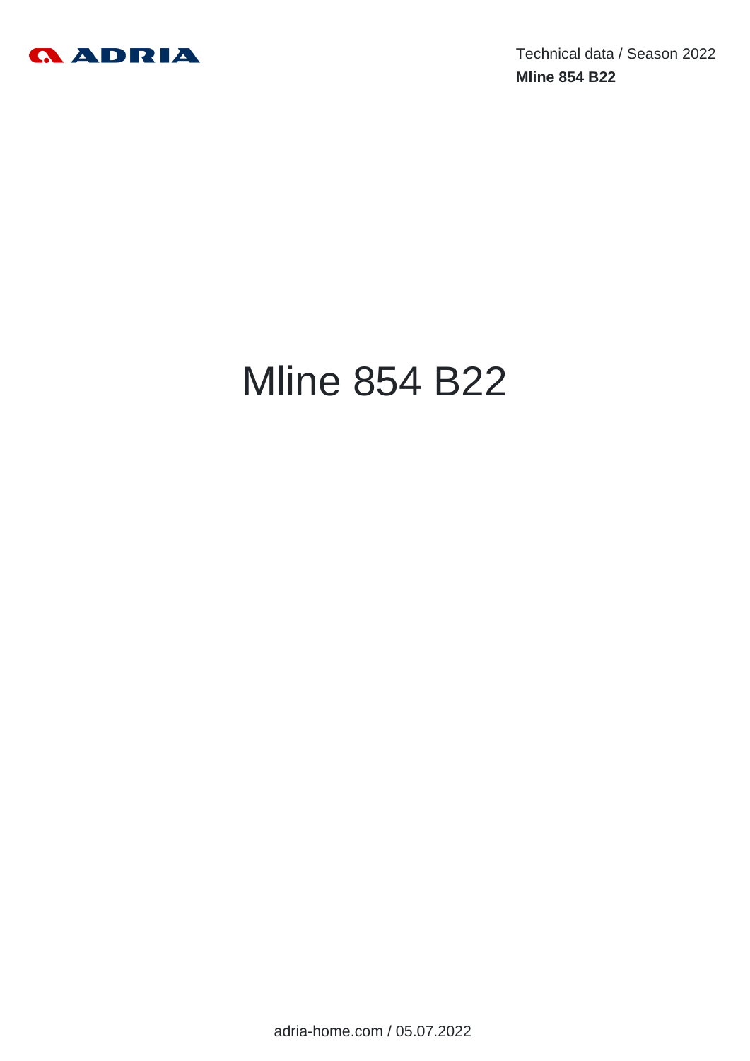Technical data / Season 2022

**Mline 854 B22**

# Mline 854 B22

adria-home.com / 05.07.2022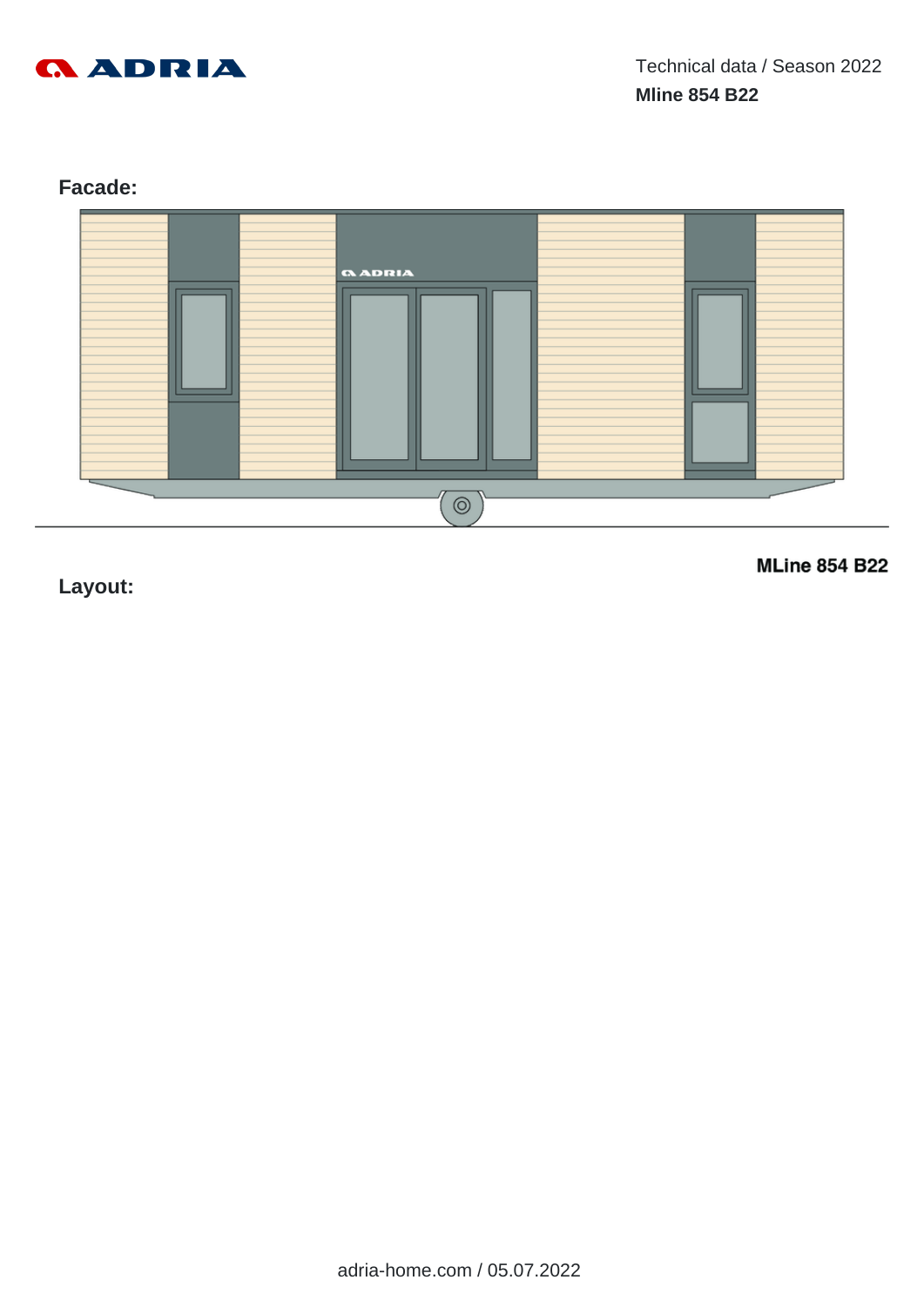## Facade:

MLine 854 B22

## Layout: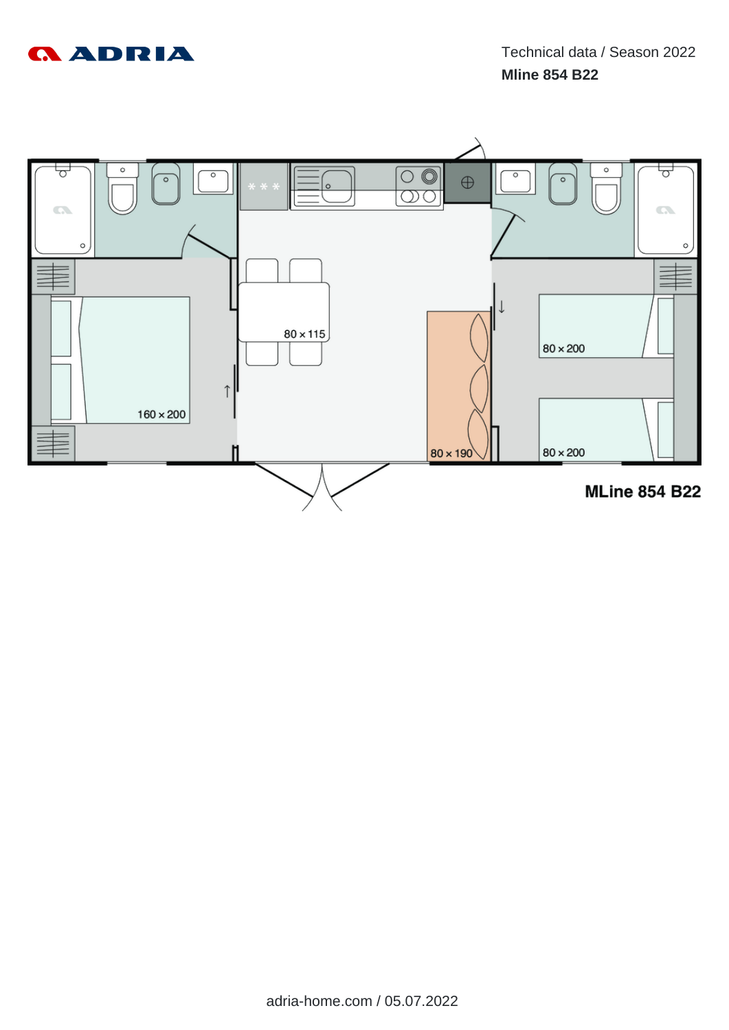ADRIA

Technical data / Season 2022

**Mline 854 B22**

80 × 115

160 × 200

80 × 190

80 × 200

80 × 200

**MLine 854 B22**

adria-home.com / 05.07.2022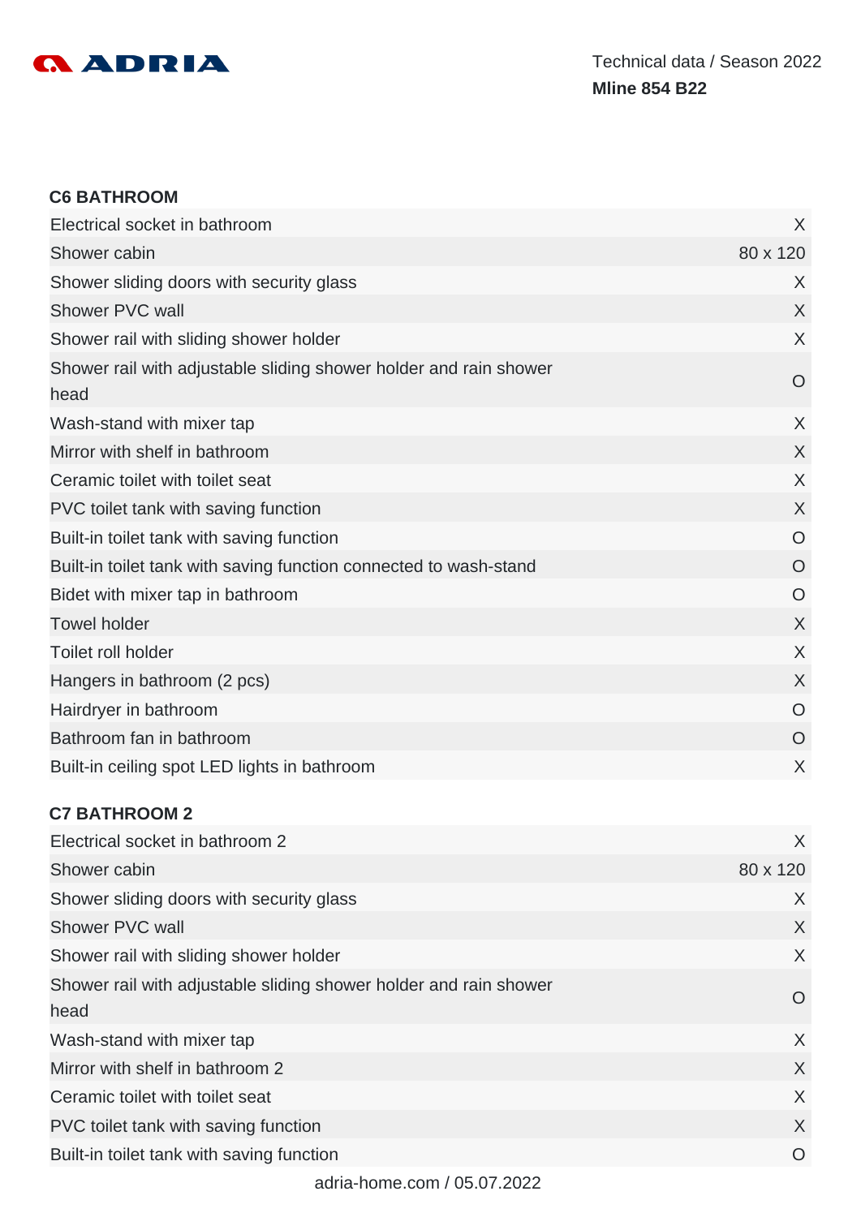## C6 BATHROOM

| | |
|---|---|
| Electrical socket in bathroom | X |
| Shower cabin | 80 x 120 |
| Shower sliding doors with security glass | X |
| Shower PVC wall | X |
| Shower rail with sliding shower holder | X |
| Shower rail with adjustable sliding shower holder and rain shower head | O |
| Wash-stand with mixer tap | X |
| Mirror with shelf in bathroom | X |
| Ceramic toilet with toilet seat | X |
| PVC toilet tank with saving function | X |
| Built-in toilet tank with saving function | O |
| Built-in toilet tank with saving function connected to wash-stand | O |
| Bidet with mixer tap in bathroom | O |
| Towel holder | X |
| Toilet roll holder | X |
| Hangers in bathroom (2 pcs) | X |
| Hairdryer in bathroom | O |
| Bathroom fan in bathroom | O |
| Built-in ceiling spot LED lights in bathroom | X |

## C7 BATHROOM 2

| | |
|---|---|
| Electrical socket in bathroom 2 | X |
| Shower cabin | 80 x 120 |
| Shower sliding doors with security glass | X |
| Shower PVC wall | X |
| Shower rail with sliding shower holder | X |
| Shower rail with adjustable sliding shower holder and rain shower head | O |
| Wash-stand with mixer tap | X |
| Mirror with shelf in bathroom 2 | X |
| Ceramic toilet with toilet seat | X |
| PVC toilet tank with saving function | X |
| Built-in toilet tank with saving function | O |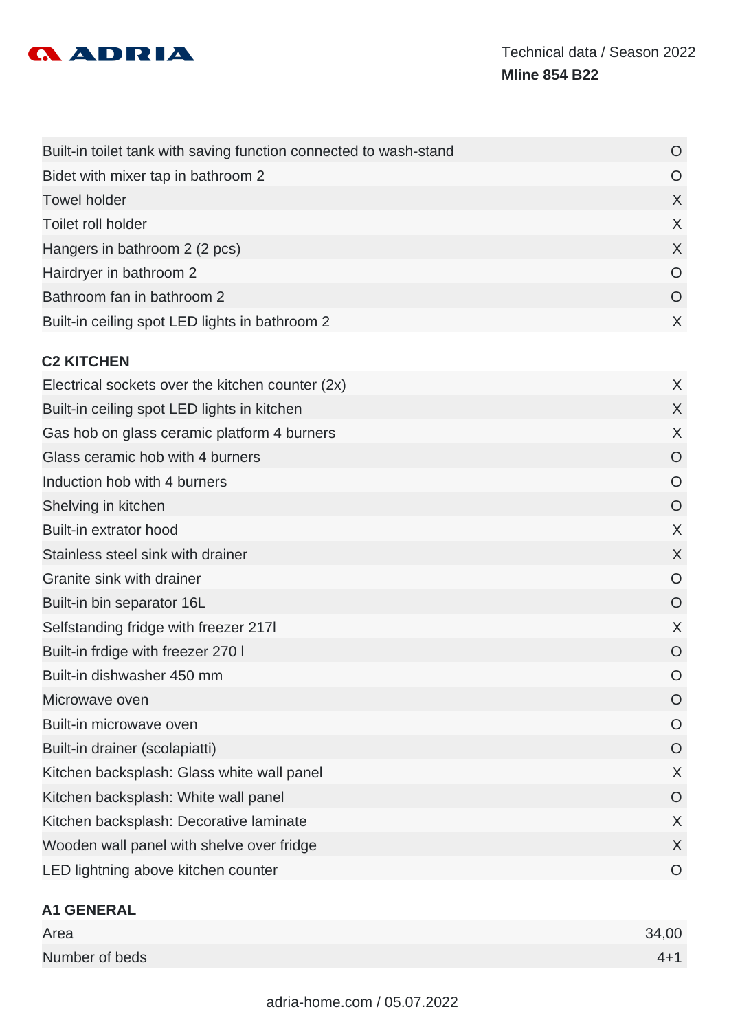| | |
|---|---|
| Built-in toilet tank with saving function connected to wash-stand | O |
| Bidet with mixer tap in bathroom 2 | O |
| Towel holder | X |
| Toilet roll holder | X |
| Hangers in bathroom 2 (2 pcs) | X |
| Hairdryer in bathroom 2 | O |
| Bathroom fan in bathroom 2 | O |
| Built-in ceiling spot LED lights in bathroom 2 | X |

### C2 KITCHEN

| | |
|---|---|
| Electrical sockets over the kitchen counter (2x) | X |
| Built-in ceiling spot LED lights in kitchen | X |
| Gas hob on glass ceramic platform 4 burners | X |
| Glass ceramic hob with 4 burners | O |
| Induction hob with 4 burners | O |
| Shelving in kitchen | O |
| Built-in extrator hood | X |
| Stainless steel sink with drainer | X |
| Granite sink with drainer | O |
| Built-in bin separator 16L | O |
| Selfstanding fridge with freezer 217l | X |
| Built-in frdige with freezer 270 l | O |
| Built-in dishwasher 450 mm | O |
| Microwave oven | O |
| Built-in microwave oven | O |
| Built-in drainer (scolapiatti) | O |
| Kitchen backsplash: Glass white wall panel | X |
| Kitchen backsplash: White wall panel | O |
| Kitchen backsplash: Decorative laminate | X |
| Wooden wall panel with shelve over fridge | X |
| LED lightning above kitchen counter | O |

### A1 GENERAL

| | |
|---|---|
| Area | 34,00 |
| Number of beds | 4+1 |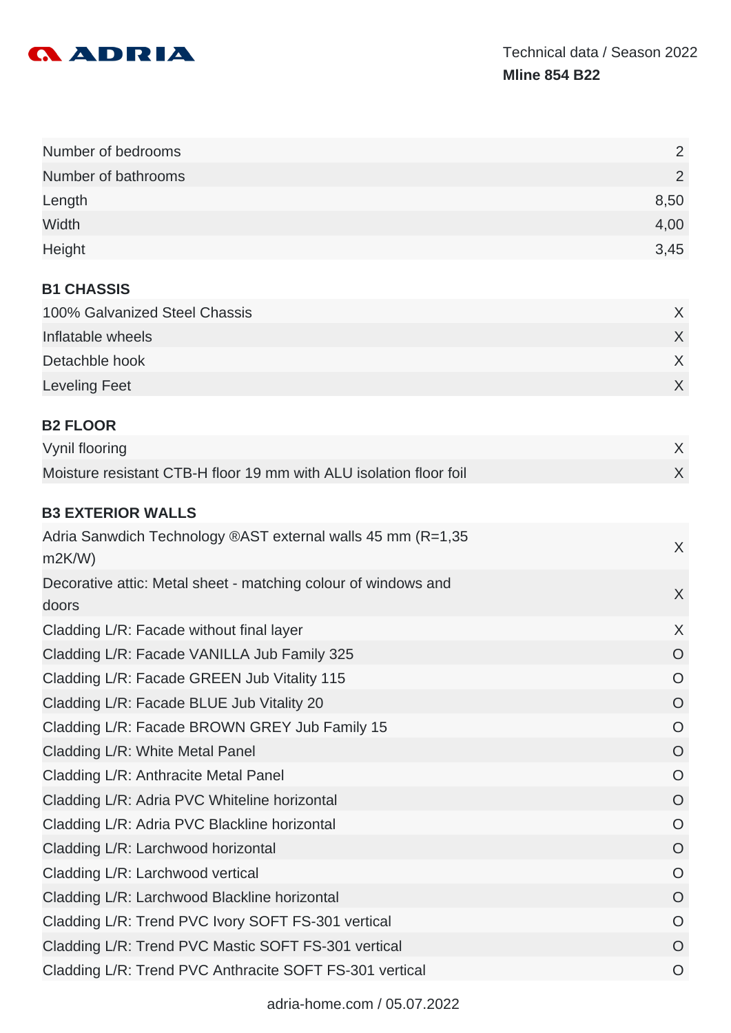Technical data / Season 2022

**Mline 854 B22**

| | |
|---|---|
| Number of bedrooms | 2 |
| Number of bathrooms | 2 |
| Length | 8,50 |
| Width | 4,00 |
| Height | 3,45 |

### B1 CHASSIS

| | |
|---|---|
| 100% Galvanized Steel Chassis | X |
| Inflatable wheels | X |
| Detachble hook | X |
| Leveling Feet | X |

### B2 FLOOR

| | |
|---|---|
| Vynil flooring | X |
| Moisture resistant CTB-H floor 19 mm with ALU isolation floor foil | X |

### B3 EXTERIOR WALLS

| | |
|---|---|
| Adria Sanwdich Technology ®AST external walls 45 mm (R=1,35 m2K/W) | X |
| Decorative attic: Metal sheet - matching colour of windows and doors | X |
| Cladding L/R: Facade without final layer | X |
| Cladding L/R: Facade VANILLA Jub Family 325 | O |
| Cladding L/R: Facade GREEN Jub Vitality 115 | O |
| Cladding L/R: Facade BLUE Jub Vitality 20 | O |
| Cladding L/R: Facade BROWN GREY Jub Family 15 | O |
| Cladding L/R: White Metal Panel | O |
| Cladding L/R: Anthracite Metal Panel | O |
| Cladding L/R: Adria PVC Whiteline horizontal | O |
| Cladding L/R: Adria PVC Blackline horizontal | O |
| Cladding L/R: Larchwood horizontal | O |
| Cladding L/R: Larchwood vertical | O |
| Cladding L/R: Larchwood Blackline horizontal | O |
| Cladding L/R: Trend PVC Ivory SOFT FS-301 vertical | O |
| Cladding L/R: Trend PVC Mastic SOFT FS-301 vertical | O |
| Cladding L/R: Trend PVC Anthracite SOFT FS-301 vertical | O |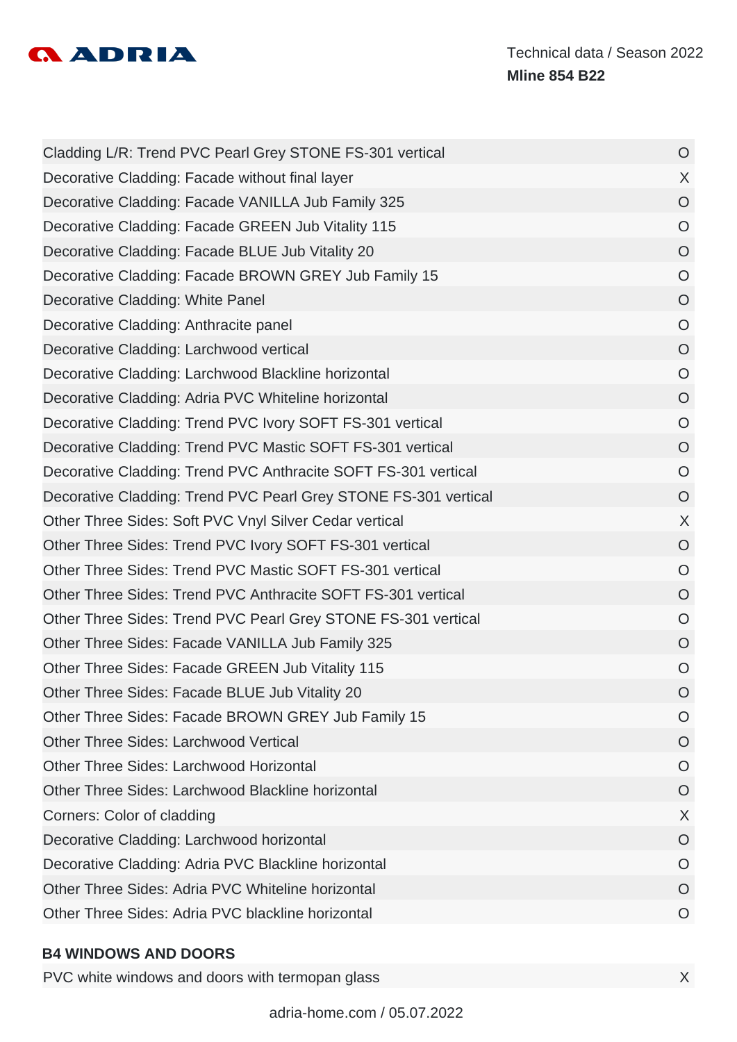| | |
|---|---|
| Cladding L/R: Trend PVC Pearl Grey STONE FS-301 vertical | O |
| Decorative Cladding: Facade without final layer | X |
| Decorative Cladding: Facade VANILLA Jub Family 325 | O |
| Decorative Cladding: Facade GREEN Jub Vitality 115 | O |
| Decorative Cladding: Facade BLUE Jub Vitality 20 | O |
| Decorative Cladding: Facade BROWN GREY Jub Family 15 | O |
| Decorative Cladding: White Panel | O |
| Decorative Cladding: Anthracite panel | O |
| Decorative Cladding: Larchwood vertical | O |
| Decorative Cladding: Larchwood Blackline horizontal | O |
| Decorative Cladding: Adria PVC Whiteline horizontal | O |
| Decorative Cladding: Trend PVC Ivory SOFT FS-301 vertical | O |
| Decorative Cladding: Trend PVC Mastic SOFT FS-301 vertical | O |
| Decorative Cladding: Trend PVC Anthracite SOFT FS-301 vertical | O |
| Decorative Cladding: Trend PVC Pearl Grey STONE FS-301 vertical | O |
| Other Three Sides: Soft PVC Vnyl Silver Cedar vertical | X |
| Other Three Sides: Trend PVC Ivory SOFT FS-301 vertical | O |
| Other Three Sides: Trend PVC Mastic SOFT FS-301 vertical | O |
| Other Three Sides: Trend PVC Anthracite SOFT FS-301 vertical | O |
| Other Three Sides: Trend PVC Pearl Grey STONE FS-301 vertical | O |
| Other Three Sides: Facade VANILLA Jub Family 325 | O |
| Other Three Sides: Facade GREEN Jub Vitality 115 | O |
| Other Three Sides: Facade BLUE Jub Vitality 20 | O |
| Other Three Sides: Facade BROWN GREY Jub Family 15 | O |
| Other Three Sides: Larchwood Vertical | O |
| Other Three Sides: Larchwood Horizontal | O |
| Other Three Sides: Larchwood Blackline horizontal | O |
| Corners: Color of cladding | X |
| Decorative Cladding: Larchwood horizontal | O |
| Decorative Cladding: Adria PVC Blackline horizontal | O |
| Other Three Sides: Adria PVC Whiteline horizontal | O |
| Other Three Sides: Adria PVC blackline horizontal | O |

### B4 WINDOWS AND DOORS

| | |
|---|---|
| PVC white windows and doors with termopan glass | X |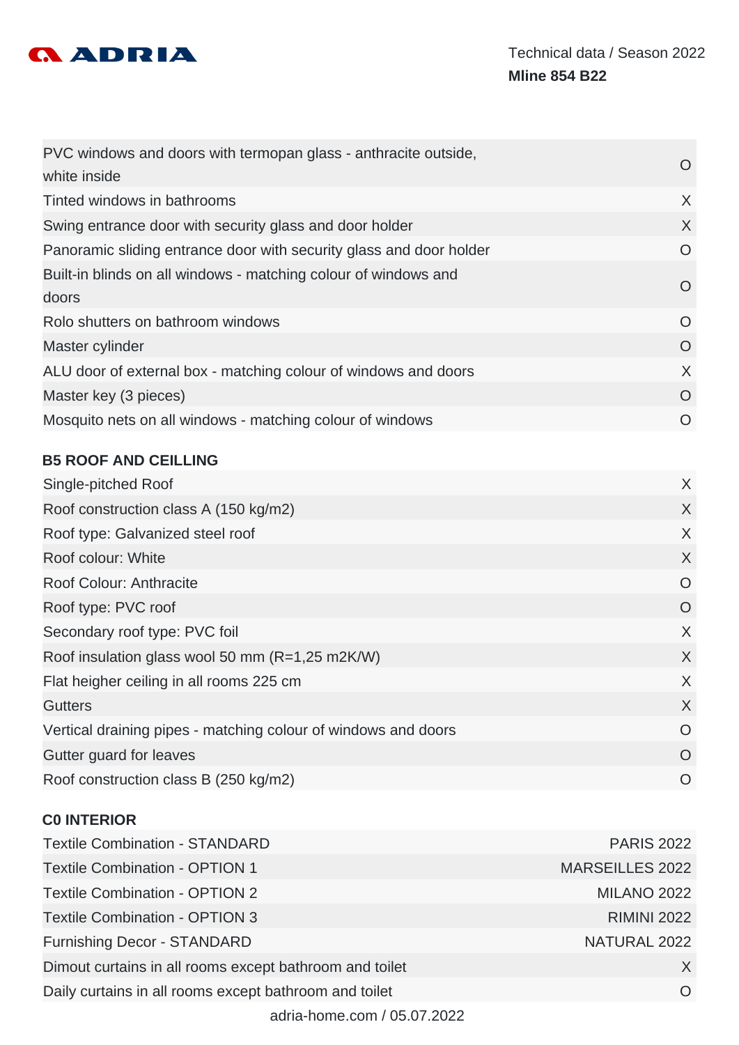| | |
|---|---|
| PVC windows and doors with termopan glass - anthracite outside, white inside | O |
| Tinted windows in bathrooms | X |
| Swing entrance door with security glass and door holder | X |
| Panoramic sliding entrance door with security glass and door holder | O |
| Built-in blinds on all windows - matching colour of windows and doors | O |
| Rolo shutters on bathroom windows | O |
| Master cylinder | O |
| ALU door of external box - matching colour of windows and doors | X |
| Master key (3 pieces) | O |
| Mosquito nets on all windows - matching colour of windows | O |

## B5 ROOF AND CEILLING

| | |
|---|---|
| Single-pitched Roof | X |
| Roof construction class A (150 kg/m2) | X |
| Roof type: Galvanized steel roof | X |
| Roof colour: White | X |
| Roof Colour: Anthracite | O |
| Roof type: PVC roof | O |
| Secondary roof type: PVC foil | X |
| Roof insulation glass wool 50 mm (R=1,25 m2K/W) | X |
| Flat heigher ceiling in all rooms 225 cm | X |
| Gutters | X |
| Vertical draining pipes - matching colour of windows and doors | O |
| Gutter guard for leaves | O |
| Roof construction class B (250 kg/m2) | O |

## C0 INTERIOR

| | |
|---|---|
| Textile Combination - STANDARD | PARIS 2022 |
| Textile Combination - OPTION 1 | MARSEILLES 2022 |
| Textile Combination - OPTION 2 | MILANO 2022 |
| Textile Combination - OPTION 3 | RIMINI 2022 |
| Furnishing Decor - STANDARD | NATURAL 2022 |
| Dimout curtains in all rooms except bathroom and toilet | X |
| Daily curtains in all rooms except bathroom and toilet | O |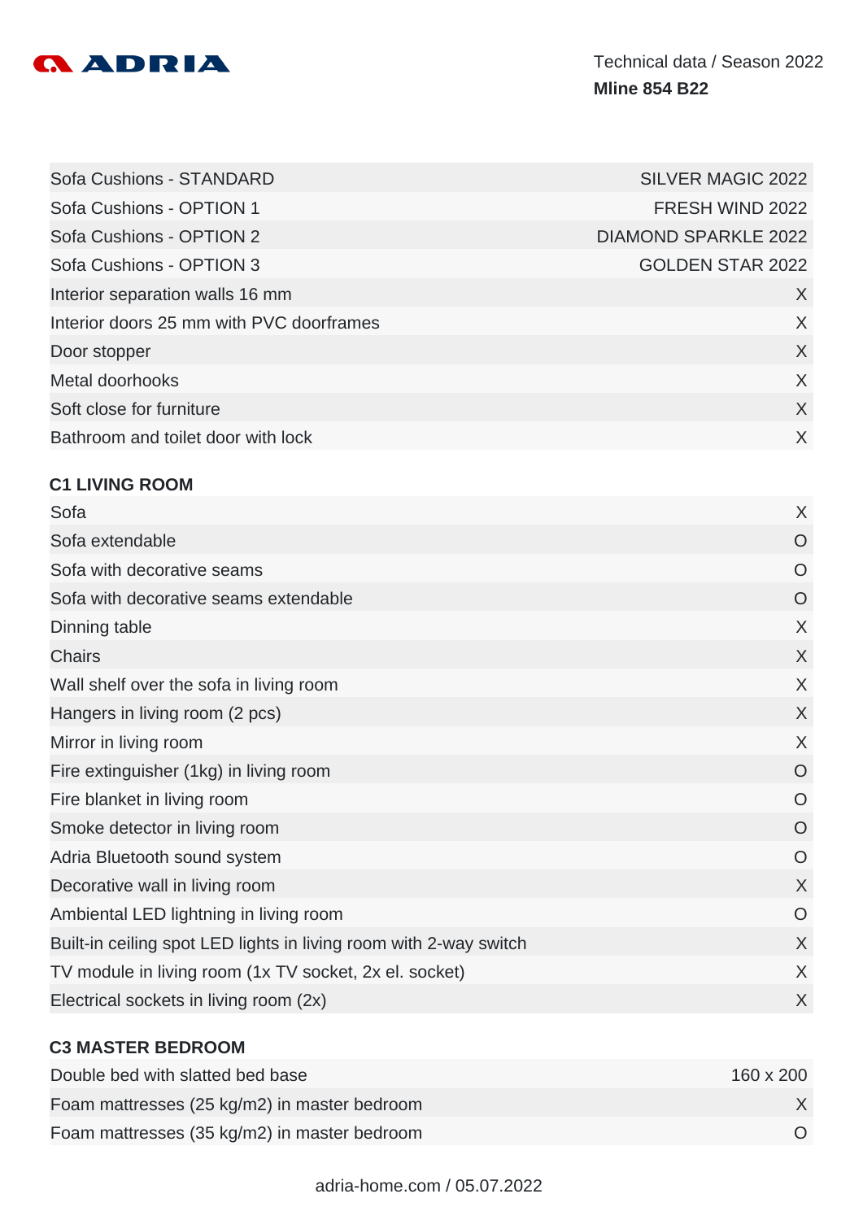| | |
|---|---|
| Sofa Cushions - STANDARD | SILVER MAGIC 2022 |
| Sofa Cushions - OPTION 1 | FRESH WIND 2022 |
| Sofa Cushions - OPTION 2 | DIAMOND SPARKLE 2022 |
| Sofa Cushions - OPTION 3 | GOLDEN STAR 2022 |
| Interior separation walls 16 mm | X |
| Interior doors 25 mm with PVC doorframes | X |
| Door stopper | X |
| Metal doorhooks | X |
| Soft close for furniture | X |
| Bathroom and toilet door with lock | X |

### C1 LIVING ROOM

| | |
|---|---|
| Sofa | X |
| Sofa extendable | O |
| Sofa with decorative seams | O |
| Sofa with decorative seams extendable | O |
| Dinning table | X |
| Chairs | X |
| Wall shelf over the sofa in living room | X |
| Hangers in living room (2 pcs) | X |
| Mirror in living room | X |
| Fire extinguisher (1kg) in living room | O |
| Fire blanket in living room | O |
| Smoke detector in living room | O |
| Adria Bluetooth sound system | O |
| Decorative wall in living room | X |
| Ambiental LED lightning in living room | O |
| Built-in ceiling spot LED lights in living room with 2-way switch | X |
| TV module in living room (1x TV socket, 2x el. socket) | X |
| Electrical sockets in living room (2x) | X |

### C3 MASTER BEDROOM

| | |
|---|---|
| Double bed with slatted bed base | 160 x 200 |
| Foam mattresses (25 kg/m2) in master bedroom | X |
| Foam mattresses (35 kg/m2) in master bedroom | O |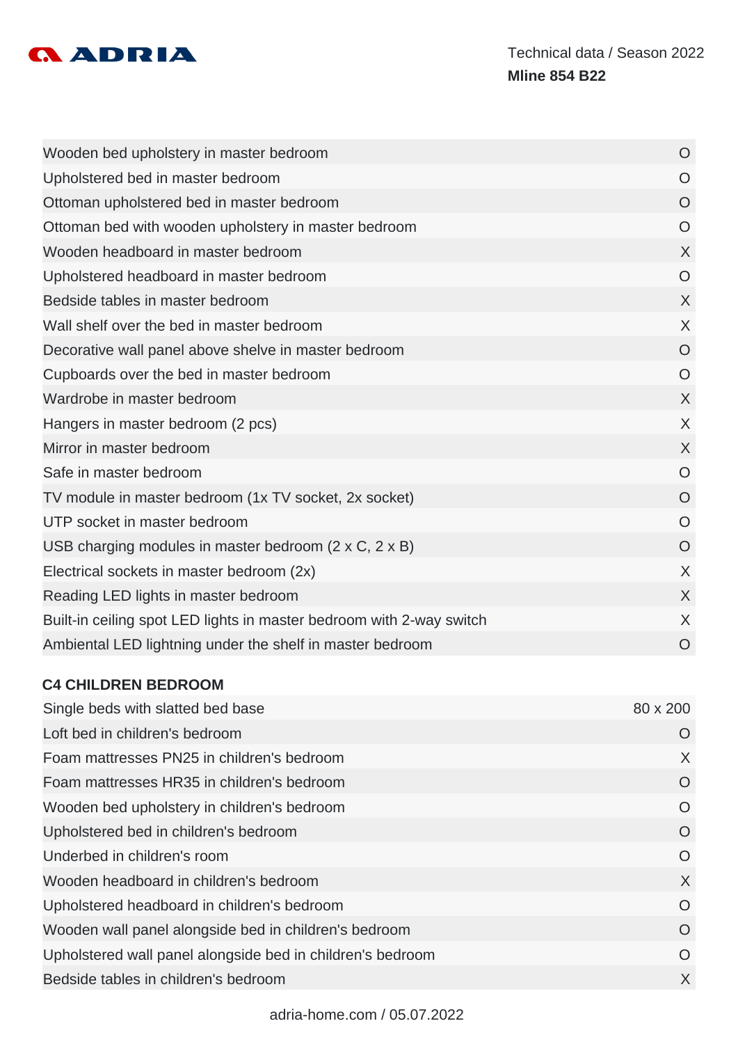| | |
|---|---|
| Wooden bed upholstery in master bedroom | O |
| Upholstered bed in master bedroom | O |
| Ottoman upholstered bed in master bedroom | O |
| Ottoman bed with wooden upholstery in master bedroom | O |
| Wooden headboard in master bedroom | X |
| Upholstered headboard in master bedroom | O |
| Bedside tables in master bedroom | X |
| Wall shelf over the bed in master bedroom | X |
| Decorative wall panel above shelve in master bedroom | O |
| Cupboards over the bed in master bedroom | O |
| Wardrobe in master bedroom | X |
| Hangers in master bedroom (2 pcs) | X |
| Mirror in master bedroom | X |
| Safe in master bedroom | O |
| TV module in master bedroom (1x TV socket, 2x socket) | O |
| UTP socket in master bedroom | O |
| USB charging modules in master bedroom (2 x C, 2 x B) | O |
| Electrical sockets in master bedroom (2x) | X |
| Reading LED lights in master bedroom | X |
| Built-in ceiling spot LED lights in master bedroom with 2-way switch | X |
| Ambiental LED lightning under the shelf in master bedroom | O |

### C4 CHILDREN BEDROOM

| | |
|---|---|
| Single beds with slatted bed base | 80 x 200 |
| Loft bed in children's bedroom | O |
| Foam mattresses PN25 in children's bedroom | X |
| Foam mattresses HR35 in children's bedroom | O |
| Wooden bed upholstery in children's bedroom | O |
| Upholstered bed in children's bedroom | O |
| Underbed in children's room | O |
| Wooden headboard in children's bedroom | X |
| Upholstered headboard in children's bedroom | O |
| Wooden wall panel alongside bed in children's bedroom | O |
| Upholstered wall panel alongside bed in children's bedroom | O |
| Bedside tables in children's bedroom | X |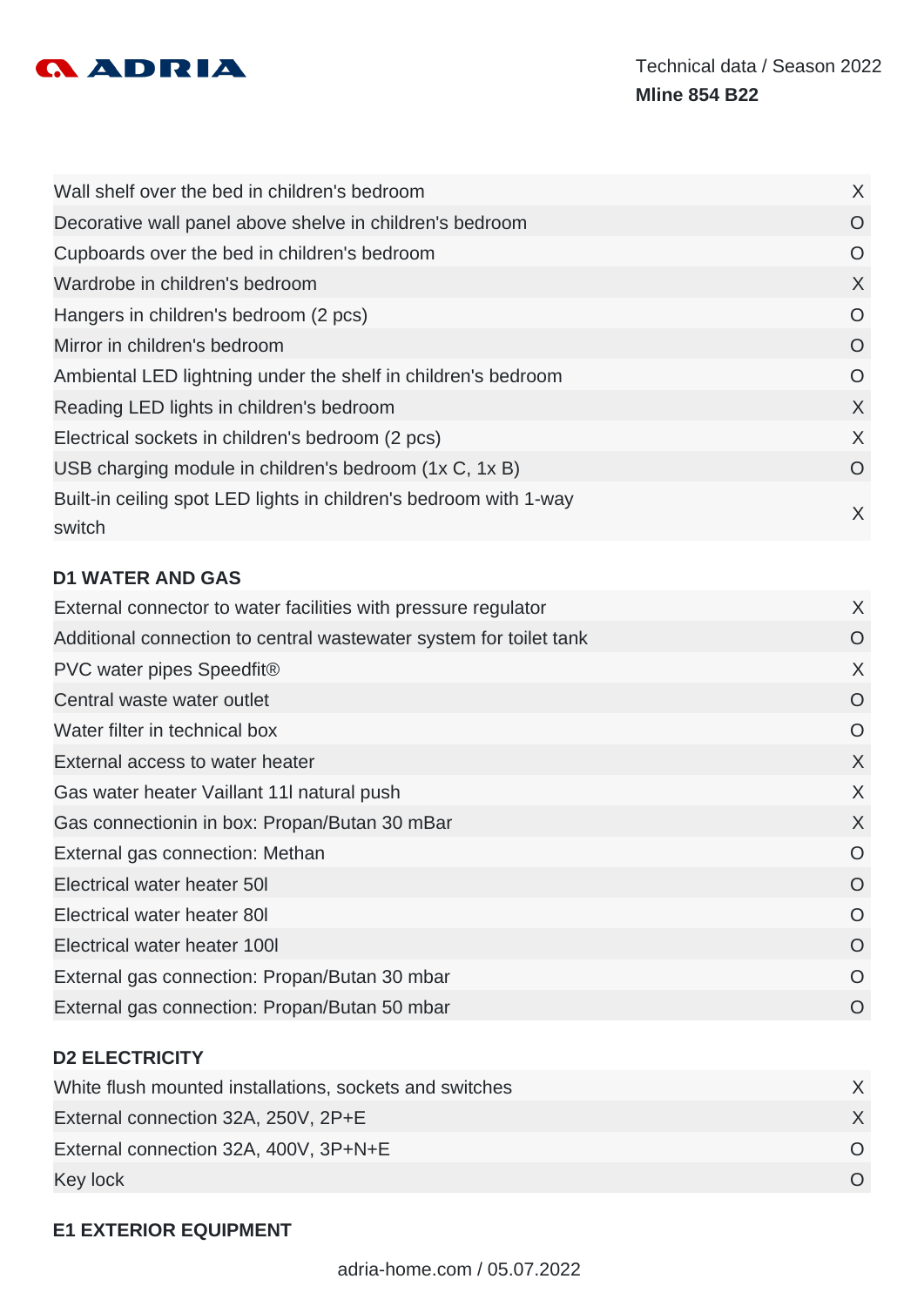| | |
|---|---|
| Wall shelf over the bed in children's bedroom | X |
| Decorative wall panel above shelve in children's bedroom | O |
| Cupboards over the bed in children's bedroom | O |
| Wardrobe in children's bedroom | X |
| Hangers in children's bedroom (2 pcs) | O |
| Mirror in children's bedroom | O |
| Ambiental LED lightning under the shelf in children's bedroom | O |
| Reading LED lights in children's bedroom | X |
| Electrical sockets in children's bedroom (2 pcs) | X |
| USB charging module in children's bedroom (1x C, 1x B) | O |
| Built-in ceiling spot LED lights in children's bedroom with 1-way switch | X |

**D1 WATER AND GAS**

| | |
|---|---|
| External connector to water facilities with pressure regulator | X |
| Additional connection to central wastewater system for toilet tank | O |
| PVC water pipes Speedfit® | X |
| Central waste water outlet | O |
| Water filter in technical box | O |
| External access to water heater | X |
| Gas water heater Vaillant 11l natural push | X |
| Gas connectionin in box: Propan/Butan 30 mBar | X |
| External gas connection: Methan | O |
| Electrical water heater 50l | O |
| Electrical water heater 80l | O |
| Electrical water heater 100l | O |
| External gas connection: Propan/Butan 30 mbar | O |
| External gas connection: Propan/Butan 50 mbar | O |

**D2 ELECTRICITY**

| | |
|---|---|
| White flush mounted installations, sockets and switches | X |
| External connection 32A, 250V, 2P+E | X |
| External connection 32A, 400V, 3P+N+E | O |
| Key lock | O |

**E1 EXTERIOR EQUIPMENT**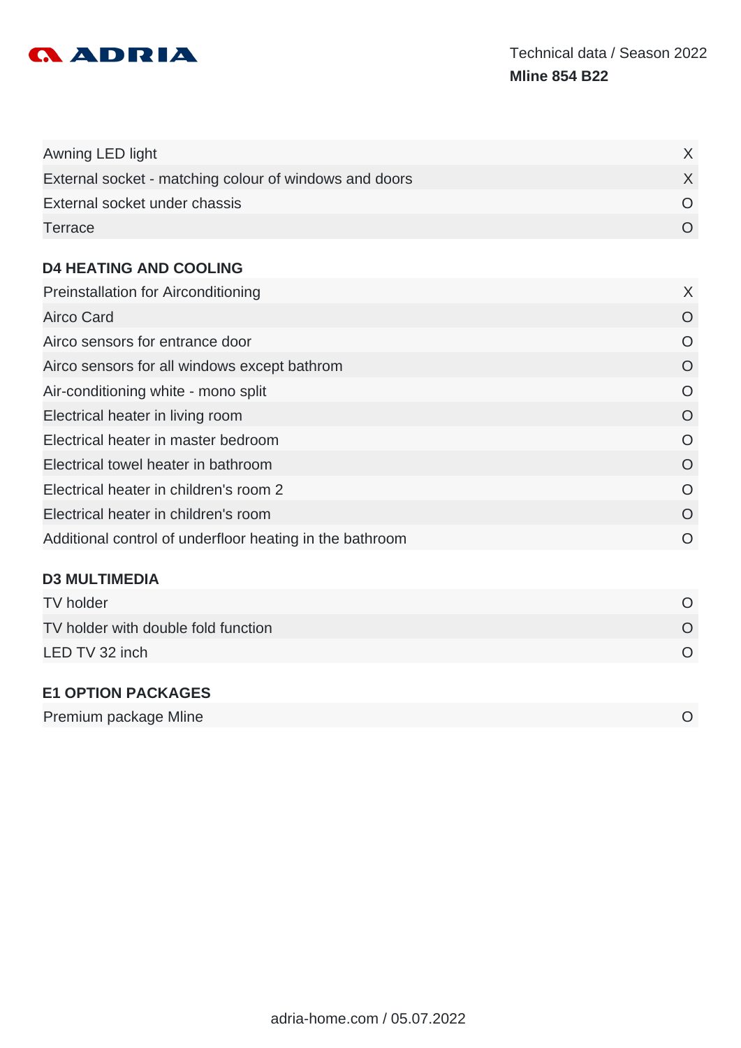| | |
|---|---|
| Awning LED light | X |
| External socket - matching colour of windows and doors | X |
| External socket under chassis | O |
| Terrace | O |

## D4 HEATING AND COOLING

| | |
|---|---|
| Preinstallation for Airconditioning | X |
| Airco Card | O |
| Airco sensors for entrance door | O |
| Airco sensors for all windows except bathrom | O |
| Air-conditioning white - mono split | O |
| Electrical heater in living room | O |
| Electrical heater in master bedroom | O |
| Electrical towel heater in bathroom | O |
| Electrical heater in children's room 2 | O |
| Electrical heater in children's room | O |
| Additional control of underfloor heating in the bathroom | O |

## D3 MULTIMEDIA

| | |
|---|---|
| TV holder | O |
| TV holder with double fold function | O |
| LED TV 32 inch | O |

## E1 OPTION PACKAGES

| | |
|---|---|
| Premium package Mline | O |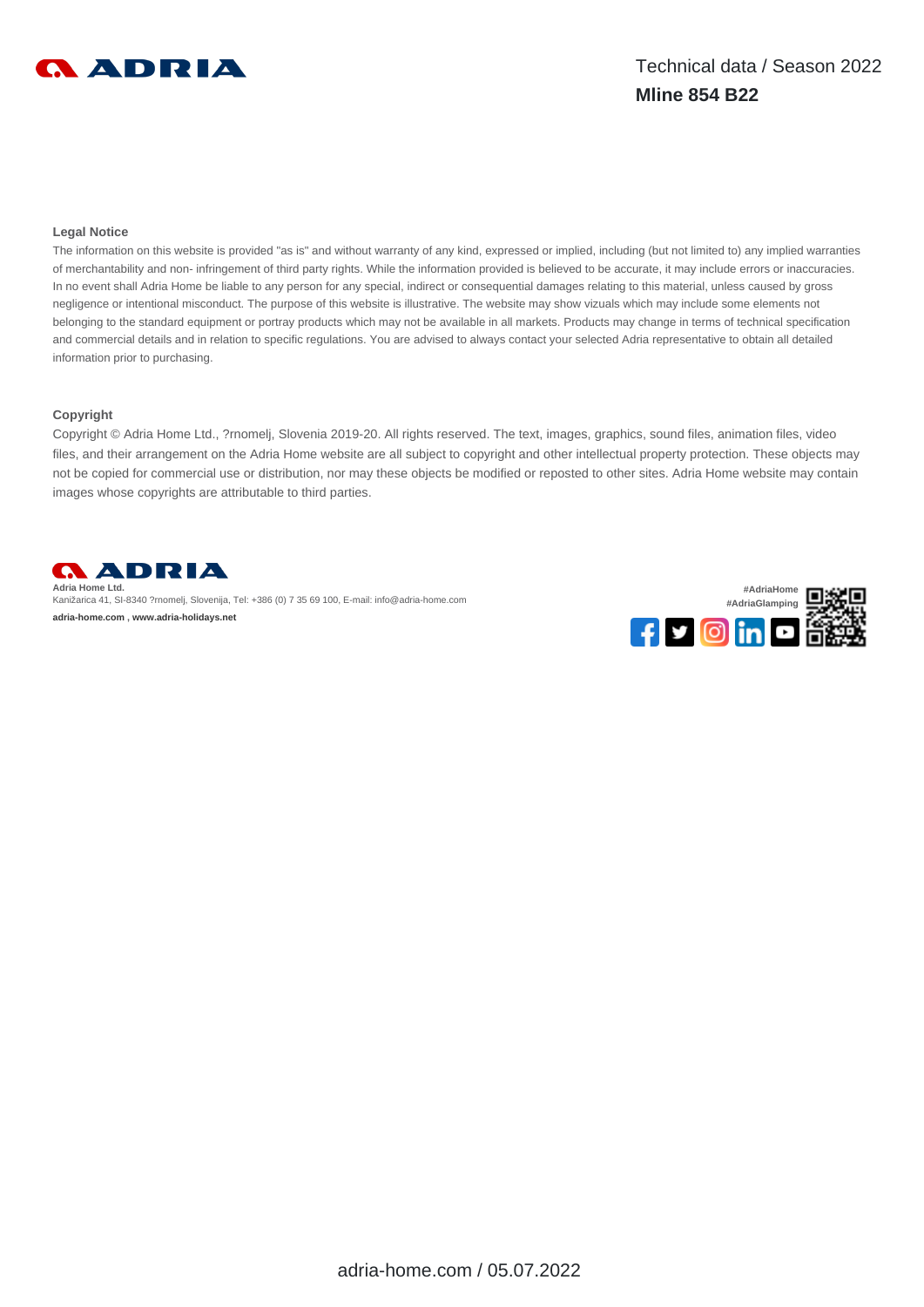## Legal Notice

The information on this website is provided "as is" and without warranty of any kind, expressed or implied, including (but not limited to) any implied warranties of merchantability and non- infringement of third party rights. While the information provided is believed to be accurate, it may include errors or inaccuracies. In no event shall Adria Home be liable to any person for any special, indirect or consequential damages relating to this material, unless caused by gross negligence or intentional misconduct. The purpose of this website is illustrative. The website may show vizuals which may include some elements not belonging to the standard equipment or portray products which may not be available in all markets. Products may change in terms of technical specification and commercial details and in relation to specific regulations. You are advised to always contact your selected Adria representative to obtain all detailed information prior to purchasing.

## Copyright

Copyright © Adria Home Ltd., ?rnomelj, Slovenia 2019-20. All rights reserved. The text, images, graphics, sound files, animation files, video files, and their arrangement on the Adria Home website are all subject to copyright and other intellectual property protection. These objects may not be copied for commercial use or distribution, nor may these objects be modified or reposted to other sites. Adria Home website may contain images whose copyrights are attributable to third parties.

**Adria Home Ltd.**
Kanižarica 41, SI-8340 ?rnomelj, Slovenija, Tel: +386 (0) 7 35 69 100, E-mail: info@adria-home.com
**adria-home.com , www.adria-holidays.net**

**#AdriaHome**
**#AdriaGlamping**